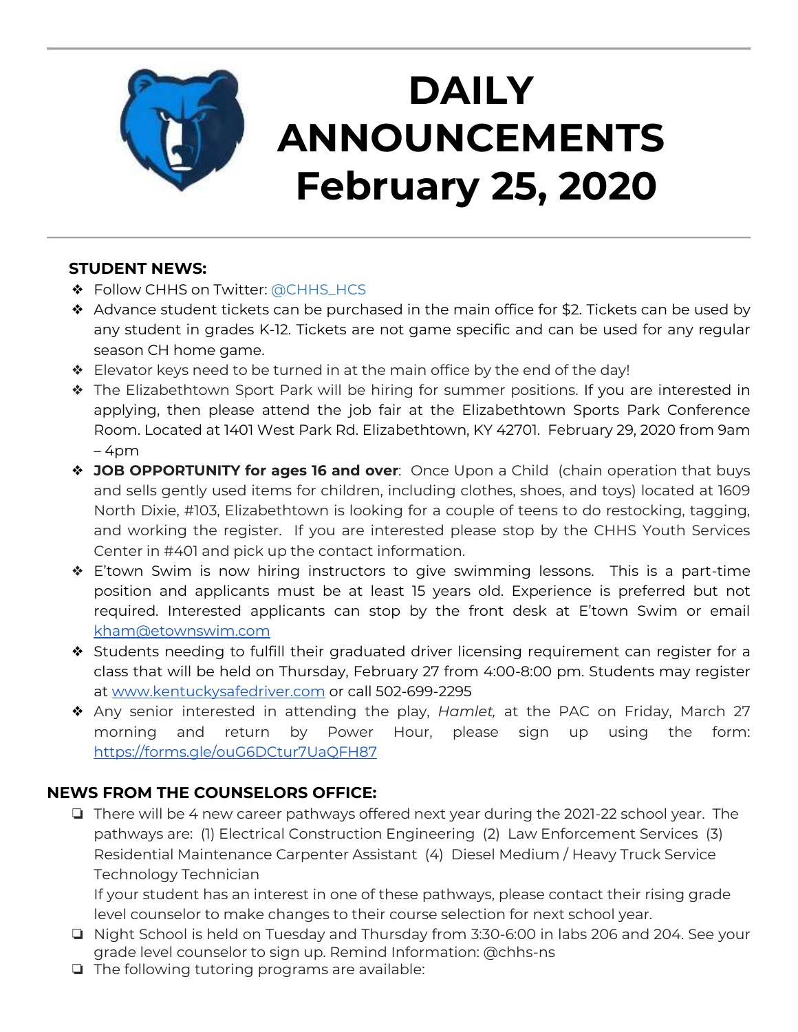# DAILY ANNOUNCEMENTS February 25, 2020

**STUDENT NEWS:**

- Follow CHHS on Twitter: @CHHS_HCS
- Advance student tickets can be purchased in the main office for $2. Tickets can be used by any student in grades K-12. Tickets are not game specific and can be used for any regular season CH home game.
- Elevator keys need to be turned in at the main office by the end of the day!
- The Elizabethtown Sport Park will be hiring for summer positions. If you are interested in applying, then please attend the job fair at the Elizabethtown Sports Park Conference Room. Located at 1401 West Park Rd. Elizabethtown, KY 42701. February 29, 2020 from 9am – 4pm
- **JOB OPPORTUNITY for ages 16 and over**: Once Upon a Child (chain operation that buys and sells gently used items for children, including clothes, shoes, and toys) located at 1609 North Dixie, #103, Elizabethtown is looking for a couple of teens to do restocking, tagging, and working the register. If you are interested please stop by the CHHS Youth Services Center in #401 and pick up the contact information.
- E'town Swim is now hiring instructors to give swimming lessons. This is a part-time position and applicants must be at least 15 years old. Experience is preferred but not required. Interested applicants can stop by the front desk at E'town Swim or email kham@etownswim.com
- Students needing to fulfill their graduated driver licensing requirement can register for a class that will be held on Thursday, February 27 from 4:00-8:00 pm. Students may register at www.kentuckysafedriver.com or call 502-699-2295
- Any senior interested in attending the play, *Hamlet,* at the PAC on Friday, March 27 morning and return by Power Hour, please sign up using the form: https://forms.gle/ouG6DCtur7UaQFH87

**NEWS FROM THE COUNSELORS OFFICE:**

- There will be 4 new career pathways offered next year during the 2021-22 school year. The pathways are: (1) Electrical Construction Engineering (2) Law Enforcement Services (3) Residential Maintenance Carpenter Assistant (4) Diesel Medium / Heavy Truck Service Technology Technician

  If your student has an interest in one of these pathways, please contact their rising grade level counselor to make changes to their course selection for next school year.
- Night School is held on Tuesday and Thursday from 3:30-6:00 in labs 206 and 204. See your grade level counselor to sign up. Remind Information: @chhs-ns
- The following tutoring programs are available: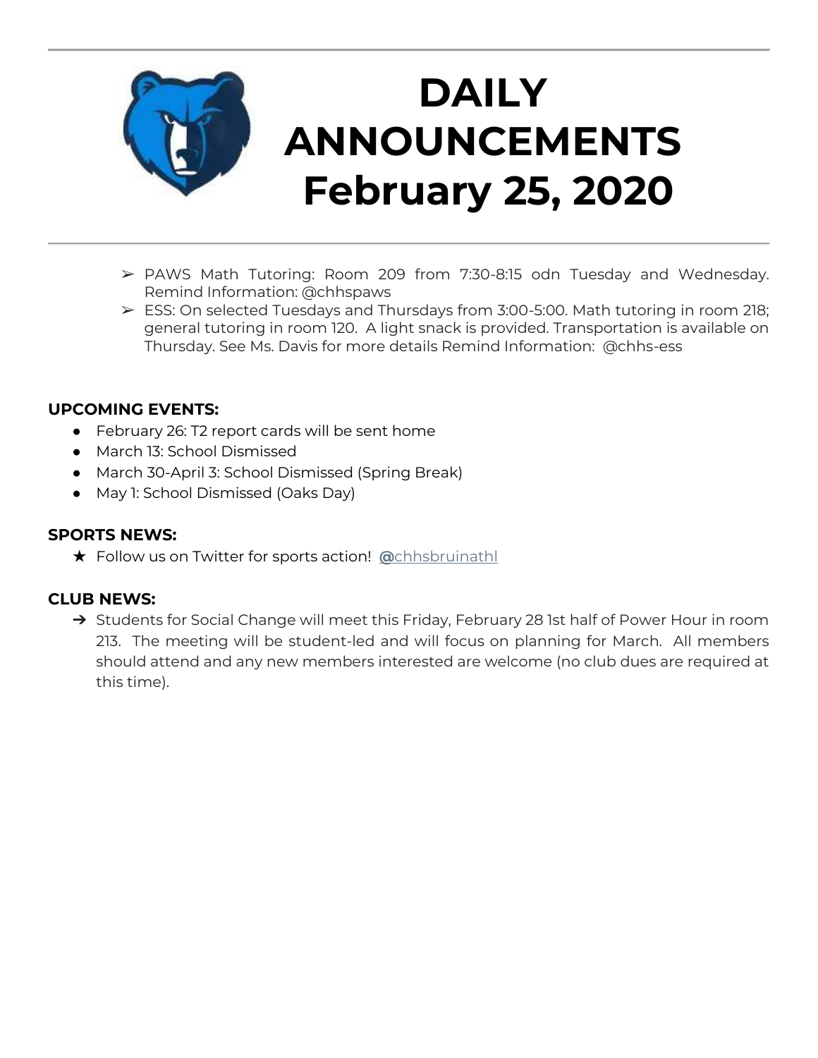# DAILY ANNOUNCEMENTS February 25, 2020

- ➢ PAWS Math Tutoring: Room 209 from 7:30-8:15 odn Tuesday and Wednesday. Remind Information: @chhspaws
- ➢ ESS: On selected Tuesdays and Thursdays from 3:00-5:00. Math tutoring in room 218; general tutoring in room 120. A light snack is provided. Transportation is available on Thursday. See Ms. Davis for more details Remind Information: @chhs-ess

**UPCOMING EVENTS:**

- February 26: T2 report cards will be sent home
- March 13: School Dismissed
- March 30-April 3: School Dismissed (Spring Break)
- May 1: School Dismissed (Oaks Day)

**SPORTS NEWS:**

- ★ Follow us on Twitter for sports action! @chhsbruinathl

**CLUB NEWS:**

- ➔ Students for Social Change will meet this Friday, February 28 1st half of Power Hour in room 213. The meeting will be student-led and will focus on planning for March. All members should attend and any new members interested are welcome (no club dues are required at this time).